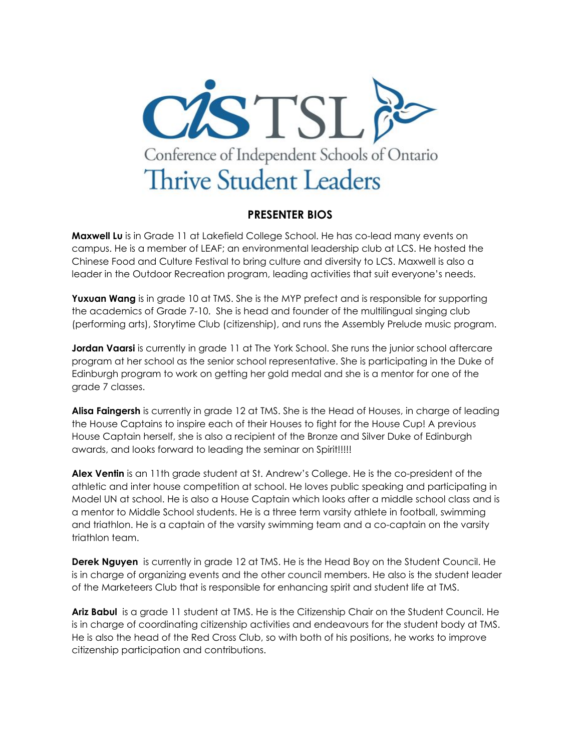CISTSL

Conference of Independent Schools of Ontario

Thrive Student Leaders

## PRESENTER BIOS

**Maxwell Lu** is in Grade 11 at Lakefield College School. He has co-lead many events on campus. He is a member of LEAF; an environmental leadership club at LCS. He hosted the Chinese Food and Culture Festival to bring culture and diversity to LCS. Maxwell is also a leader in the Outdoor Recreation program, leading activities that suit everyone's needs.

**Yuxuan Wang** is in grade 10 at TMS. She is the MYP prefect and is responsible for supporting the academics of Grade 7-10. She is head and founder of the multilingual singing club (performing arts), Storytime Club (citizenship), and runs the Assembly Prelude music program.

**Jordan Vaarsi** is currently in grade 11 at The York School. She runs the junior school aftercare program at her school as the senior school representative. She is participating in the Duke of Edinburgh program to work on getting her gold medal and she is a mentor for one of the grade 7 classes.

**Alisa Faingersh** is currently in grade 12 at TMS. She is the Head of Houses, in charge of leading the House Captains to inspire each of their Houses to fight for the House Cup! A previous House Captain herself, she is also a recipient of the Bronze and Silver Duke of Edinburgh awards, and looks forward to leading the seminar on Spirit!!!!!

**Alex Ventin** is an 11th grade student at St. Andrew's College. He is the co-president of the athletic and inter house competition at school. He loves public speaking and participating in Model UN at school. He is also a House Captain which looks after a middle school class and is a mentor to Middle School students. He is a three term varsity athlete in football, swimming and triathlon. He is a captain of the varsity swimming team and a co-captain on the varsity triathlon team.

**Derek Nguyen** is currently in grade 12 at TMS. He is the Head Boy on the Student Council. He is in charge of organizing events and the other council members. He also is the student leader of the Marketeers Club that is responsible for enhancing spirit and student life at TMS.

**Ariz Babul** is a grade 11 student at TMS. He is the Citizenship Chair on the Student Council. He is in charge of coordinating citizenship activities and endeavours for the student body at TMS. He is also the head of the Red Cross Club, so with both of his positions, he works to improve citizenship participation and contributions.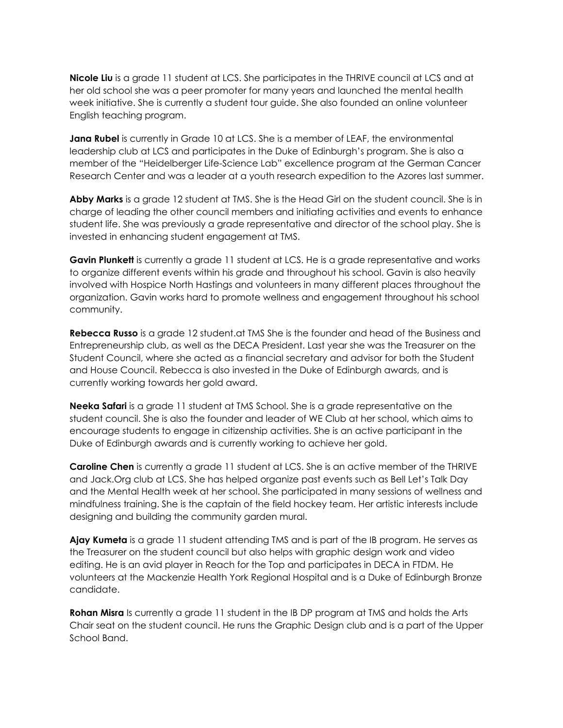**Nicole Liu** is a grade 11 student at LCS. She participates in the THRIVE council at LCS and at her old school she was a peer promoter for many years and launched the mental health week initiative. She is currently a student tour guide. She also founded an online volunteer English teaching program.

**Jana Rubel** is currently in Grade 10 at LCS. She is a member of LEAF, the environmental leadership club at LCS and participates in the Duke of Edinburgh's program. She is also a member of the "Heidelberger Life-Science Lab" excellence program at the German Cancer Research Center and was a leader at a youth research expedition to the Azores last summer.

**Abby Marks** is a grade 12 student at TMS. She is the Head Girl on the student council. She is in charge of leading the other council members and initiating activities and events to enhance student life. She was previously a grade representative and director of the school play. She is invested in enhancing student engagement at TMS.

**Gavin Plunkett** is currently a grade 11 student at LCS. He is a grade representative and works to organize different events within his grade and throughout his school. Gavin is also heavily involved with Hospice North Hastings and volunteers in many different places throughout the organization. Gavin works hard to promote wellness and engagement throughout his school community.

**Rebecca Russo** is a grade 12 student.at TMS She is the founder and head of the Business and Entrepreneurship club, as well as the DECA President. Last year she was the Treasurer on the Student Council, where she acted as a financial secretary and advisor for both the Student and House Council. Rebecca is also invested in the Duke of Edinburgh awards, and is currently working towards her gold award.

**Neeka Safari** is a grade 11 student at TMS School. She is a grade representative on the student council. She is also the founder and leader of WE Club at her school, which aims to encourage students to engage in citizenship activities. She is an active participant in the Duke of Edinburgh awards and is currently working to achieve her gold.

**Caroline Chen** is currently a grade 11 student at LCS. She is an active member of the THRIVE and Jack.Org club at LCS. She has helped organize past events such as Bell Let's Talk Day and the Mental Health week at her school. She participated in many sessions of wellness and mindfulness training. She is the captain of the field hockey team. Her artistic interests include designing and building the community garden mural.

**Ajay Kumeta** is a grade 11 student attending TMS and is part of the IB program. He serves as the Treasurer on the student council but also helps with graphic design work and video editing. He is an avid player in Reach for the Top and participates in DECA in FTDM. He volunteers at the Mackenzie Health York Regional Hospital and is a Duke of Edinburgh Bronze candidate.

**Rohan Misra** Is currently a grade 11 student in the IB DP program at TMS and holds the Arts Chair seat on the student council. He runs the Graphic Design club and is a part of the Upper School Band.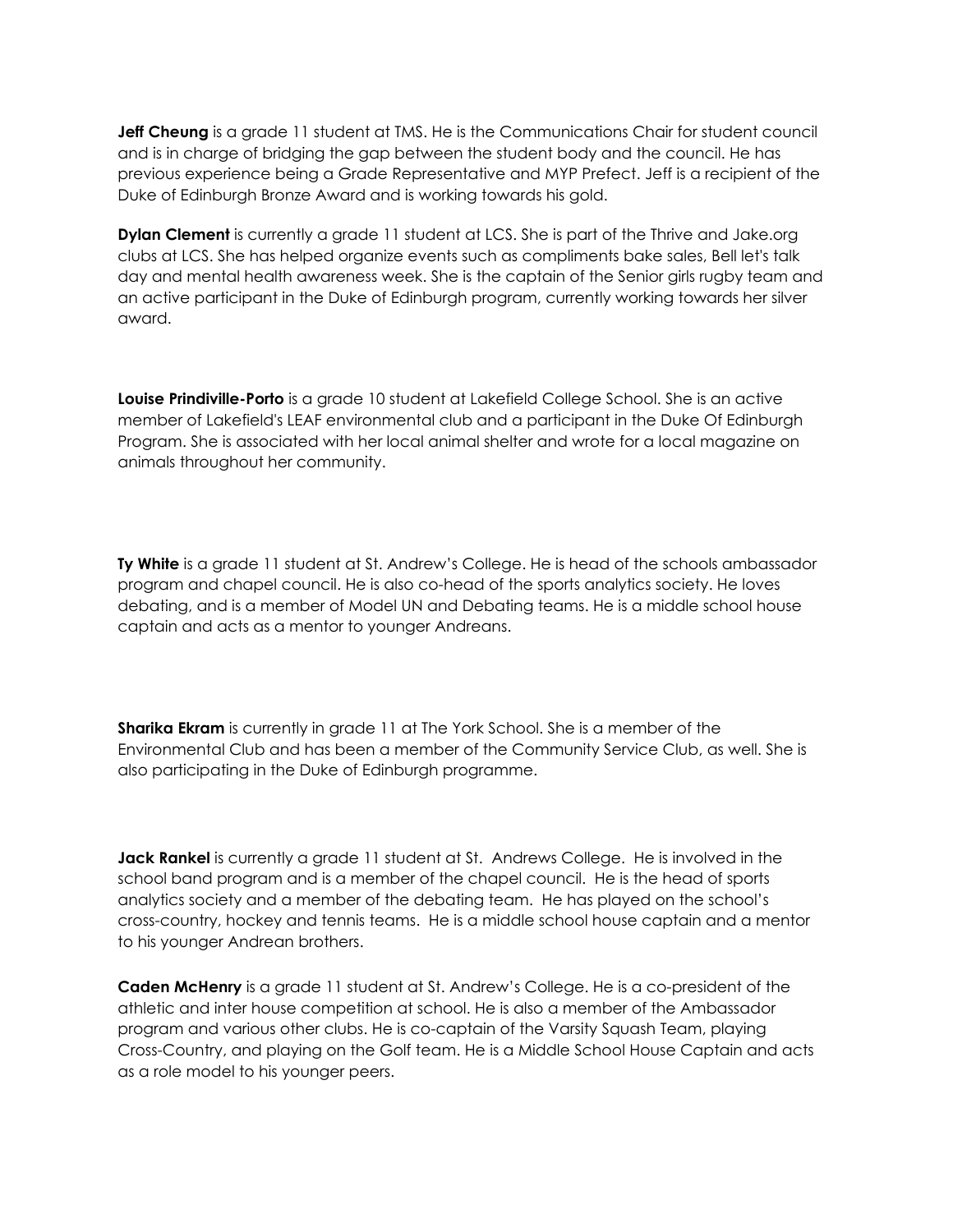**Jeff Cheung** is a grade 11 student at TMS. He is the Communications Chair for student council and is in charge of bridging the gap between the student body and the council. He has previous experience being a Grade Representative and MYP Prefect. Jeff is a recipient of the Duke of Edinburgh Bronze Award and is working towards his gold.

**Dylan Clement** is currently a grade 11 student at LCS. She is part of the Thrive and Jake.org clubs at LCS. She has helped organize events such as compliments bake sales, Bell let's talk day and mental health awareness week. She is the captain of the Senior girls rugby team and an active participant in the Duke of Edinburgh program, currently working towards her silver award.

**Louise Prindiville-Porto** is a grade 10 student at Lakefield College School. She is an active member of Lakefield's LEAF environmental club and a participant in the Duke Of Edinburgh Program. She is associated with her local animal shelter and wrote for a local magazine on animals throughout her community.

**Ty White** is a grade 11 student at St. Andrew's College. He is head of the schools ambassador program and chapel council. He is also co-head of the sports analytics society. He loves debating, and is a member of Model UN and Debating teams. He is a middle school house captain and acts as a mentor to younger Andreans.

**Sharika Ekram** is currently in grade 11 at The York School. She is a member of the Environmental Club and has been a member of the Community Service Club, as well. She is also participating in the Duke of Edinburgh programme.

**Jack Rankel** is currently a grade 11 student at St. Andrews College. He is involved in the school band program and is a member of the chapel council. He is the head of sports analytics society and a member of the debating team. He has played on the school's cross-country, hockey and tennis teams. He is a middle school house captain and a mentor to his younger Andrean brothers.

**Caden McHenry** is a grade 11 student at St. Andrew's College. He is a co-president of the athletic and inter house competition at school. He is also a member of the Ambassador program and various other clubs. He is co-captain of the Varsity Squash Team, playing Cross-Country, and playing on the Golf team. He is a Middle School House Captain and acts as a role model to his younger peers.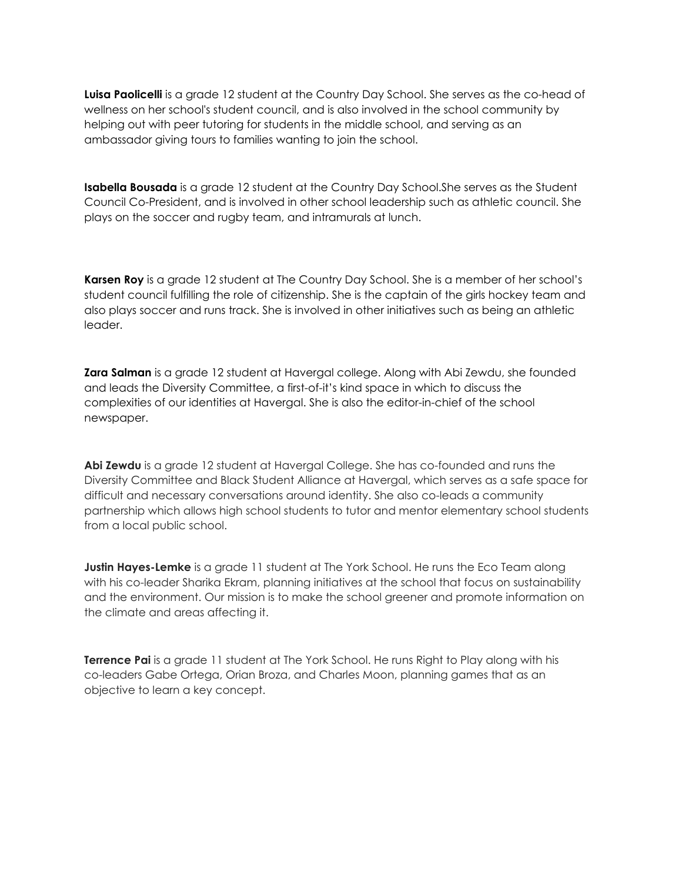**Luisa Paolicelli** is a grade 12 student at the Country Day School. She serves as the co-head of wellness on her school's student council, and is also involved in the school community by helping out with peer tutoring for students in the middle school, and serving as an ambassador giving tours to families wanting to join the school.

**Isabella Bousada** is a grade 12 student at the Country Day School.She serves as the Student Council Co-President, and is involved in other school leadership such as athletic council. She plays on the soccer and rugby team, and intramurals at lunch.

**Karsen Roy** is a grade 12 student at The Country Day School. She is a member of her school's student council fulfilling the role of citizenship. She is the captain of the girls hockey team and also plays soccer and runs track. She is involved in other initiatives such as being an athletic leader.

**Zara Salman** is a grade 12 student at Havergal college. Along with Abi Zewdu, she founded and leads the Diversity Committee, a first-of-it's kind space in which to discuss the complexities of our identities at Havergal. She is also the editor-in-chief of the school newspaper.

**Abi Zewdu** is a grade 12 student at Havergal College. She has co-founded and runs the Diversity Committee and Black Student Alliance at Havergal, which serves as a safe space for difficult and necessary conversations around identity. She also co-leads a community partnership which allows high school students to tutor and mentor elementary school students from a local public school.

**Justin Hayes-Lemke** is a grade 11 student at The York School. He runs the Eco Team along with his co-leader Sharika Ekram, planning initiatives at the school that focus on sustainability and the environment. Our mission is to make the school greener and promote information on the climate and areas affecting it.

**Terrence Pai** is a grade 11 student at The York School. He runs Right to Play along with his co-leaders Gabe Ortega, Orian Broza, and Charles Moon, planning games that as an objective to learn a key concept.